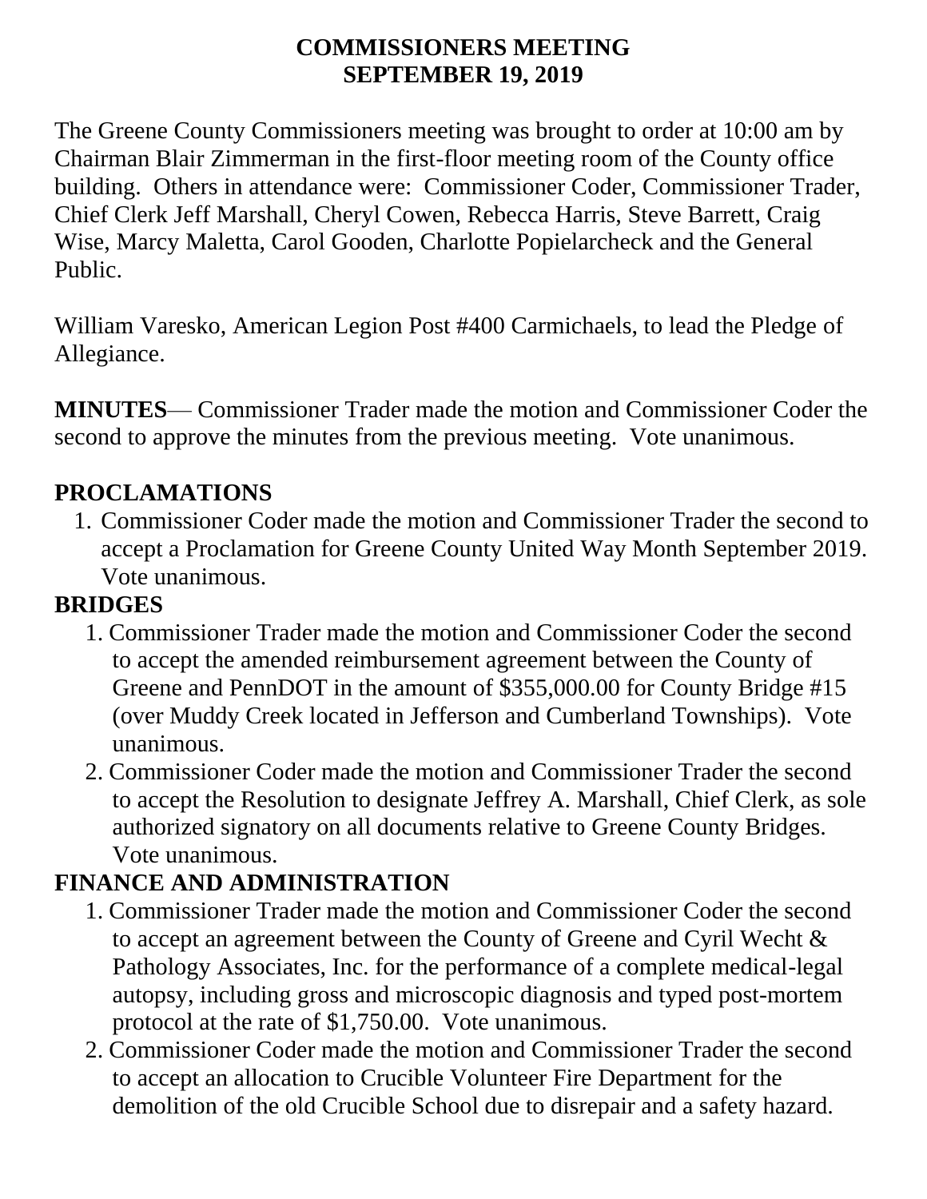# COMMISSIONERS MEETING
# SEPTEMBER 19, 2019

The Greene County Commissioners meeting was brought to order at 10:00 am by Chairman Blair Zimmerman in the first-floor meeting room of the County office building. Others in attendance were: Commissioner Coder, Commissioner Trader, Chief Clerk Jeff Marshall, Cheryl Cowen, Rebecca Harris, Steve Barrett, Craig Wise, Marcy Maletta, Carol Gooden, Charlotte Popielarcheck and the General Public.

William Varesko, American Legion Post #400 Carmichaels, to lead the Pledge of Allegiance.

**MINUTES**— Commissioner Trader made the motion and Commissioner Coder the second to approve the minutes from the previous meeting. Vote unanimous.

## PROCLAMATIONS

1. Commissioner Coder made the motion and Commissioner Trader the second to accept a Proclamation for Greene County United Way Month September 2019. Vote unanimous.

## BRIDGES

1. Commissioner Trader made the motion and Commissioner Coder the second to accept the amended reimbursement agreement between the County of Greene and PennDOT in the amount of $355,000.00 for County Bridge #15 (over Muddy Creek located in Jefferson and Cumberland Townships). Vote unanimous.
2. Commissioner Coder made the motion and Commissioner Trader the second to accept the Resolution to designate Jeffrey A. Marshall, Chief Clerk, as sole authorized signatory on all documents relative to Greene County Bridges. Vote unanimous.

## FINANCE AND ADMINISTRATION

1. Commissioner Trader made the motion and Commissioner Coder the second to accept an agreement between the County of Greene and Cyril Wecht & Pathology Associates, Inc. for the performance of a complete medical-legal autopsy, including gross and microscopic diagnosis and typed post-mortem protocol at the rate of $1,750.00. Vote unanimous.
2. Commissioner Coder made the motion and Commissioner Trader the second to accept an allocation to Crucible Volunteer Fire Department for the demolition of the old Crucible School due to disrepair and a safety hazard.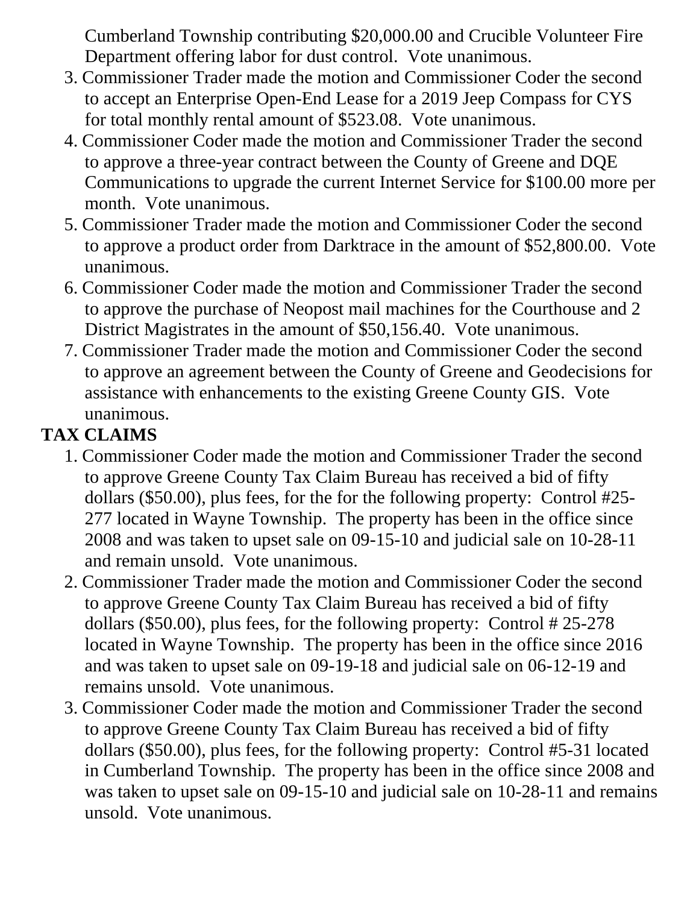Cumberland Township contributing $20,000.00 and Crucible Volunteer Fire Department offering labor for dust control. Vote unanimous.

3. Commissioner Trader made the motion and Commissioner Coder the second to accept an Enterprise Open-End Lease for a 2019 Jeep Compass for CYS for total monthly rental amount of $523.08. Vote unanimous.
4. Commissioner Coder made the motion and Commissioner Trader the second to approve a three-year contract between the County of Greene and DQE Communications to upgrade the current Internet Service for $100.00 more per month. Vote unanimous.
5. Commissioner Trader made the motion and Commissioner Coder the second to approve a product order from Darktrace in the amount of $52,800.00. Vote unanimous.
6. Commissioner Coder made the motion and Commissioner Trader the second to approve the purchase of Neopost mail machines for the Courthouse and 2 District Magistrates in the amount of $50,156.40. Vote unanimous.
7. Commissioner Trader made the motion and Commissioner Coder the second to approve an agreement between the County of Greene and Geodecisions for assistance with enhancements to the existing Greene County GIS. Vote unanimous.

**TAX CLAIMS**

1. Commissioner Coder made the motion and Commissioner Trader the second to approve Greene County Tax Claim Bureau has received a bid of fifty dollars ($50.00), plus fees, for the for the following property: Control #25-277 located in Wayne Township. The property has been in the office since 2008 and was taken to upset sale on 09-15-10 and judicial sale on 10-28-11 and remain unsold. Vote unanimous.
2. Commissioner Trader made the motion and Commissioner Coder the second to approve Greene County Tax Claim Bureau has received a bid of fifty dollars ($50.00), plus fees, for the following property: Control # 25-278 located in Wayne Township. The property has been in the office since 2016 and was taken to upset sale on 09-19-18 and judicial sale on 06-12-19 and remains unsold. Vote unanimous.
3. Commissioner Coder made the motion and Commissioner Trader the second to approve Greene County Tax Claim Bureau has received a bid of fifty dollars ($50.00), plus fees, for the following property: Control #5-31 located in Cumberland Township. The property has been in the office since 2008 and was taken to upset sale on 09-15-10 and judicial sale on 10-28-11 and remains unsold. Vote unanimous.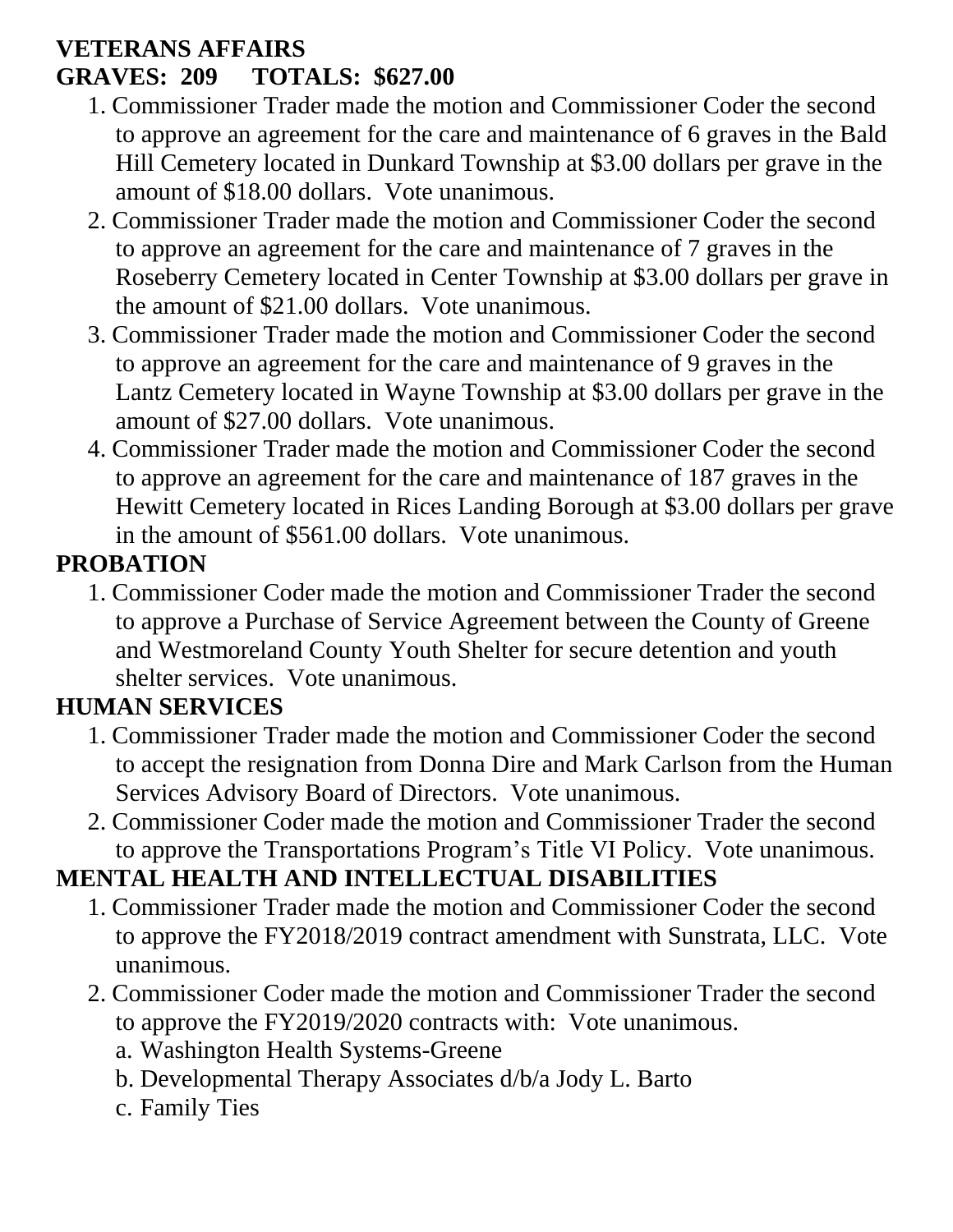**VETERANS AFFAIRS**
**GRAVES: 209 TOTALS: $627.00**

1. Commissioner Trader made the motion and Commissioner Coder the second to approve an agreement for the care and maintenance of 6 graves in the Bald Hill Cemetery located in Dunkard Township at $3.00 dollars per grave in the amount of $18.00 dollars. Vote unanimous.
2. Commissioner Trader made the motion and Commissioner Coder the second to approve an agreement for the care and maintenance of 7 graves in the Roseberry Cemetery located in Center Township at $3.00 dollars per grave in the amount of $21.00 dollars. Vote unanimous.
3. Commissioner Trader made the motion and Commissioner Coder the second to approve an agreement for the care and maintenance of 9 graves in the Lantz Cemetery located in Wayne Township at $3.00 dollars per grave in the amount of $27.00 dollars. Vote unanimous.
4. Commissioner Trader made the motion and Commissioner Coder the second to approve an agreement for the care and maintenance of 187 graves in the Hewitt Cemetery located in Rices Landing Borough at $3.00 dollars per grave in the amount of $561.00 dollars. Vote unanimous.

**PROBATION**

1. Commissioner Coder made the motion and Commissioner Trader the second to approve a Purchase of Service Agreement between the County of Greene and Westmoreland County Youth Shelter for secure detention and youth shelter services. Vote unanimous.

**HUMAN SERVICES**

1. Commissioner Trader made the motion and Commissioner Coder the second to accept the resignation from Donna Dire and Mark Carlson from the Human Services Advisory Board of Directors. Vote unanimous.
2. Commissioner Coder made the motion and Commissioner Trader the second to approve the Transportations Program's Title VI Policy. Vote unanimous.

**MENTAL HEALTH AND INTELLECTUAL DISABILITIES**

1. Commissioner Trader made the motion and Commissioner Coder the second to approve the FY2018/2019 contract amendment with Sunstrata, LLC. Vote unanimous.
2. Commissioner Coder made the motion and Commissioner Trader the second to approve the FY2019/2020 contracts with: Vote unanimous.
   a. Washington Health Systems-Greene
   b. Developmental Therapy Associates d/b/a Jody L. Barto
   c. Family Ties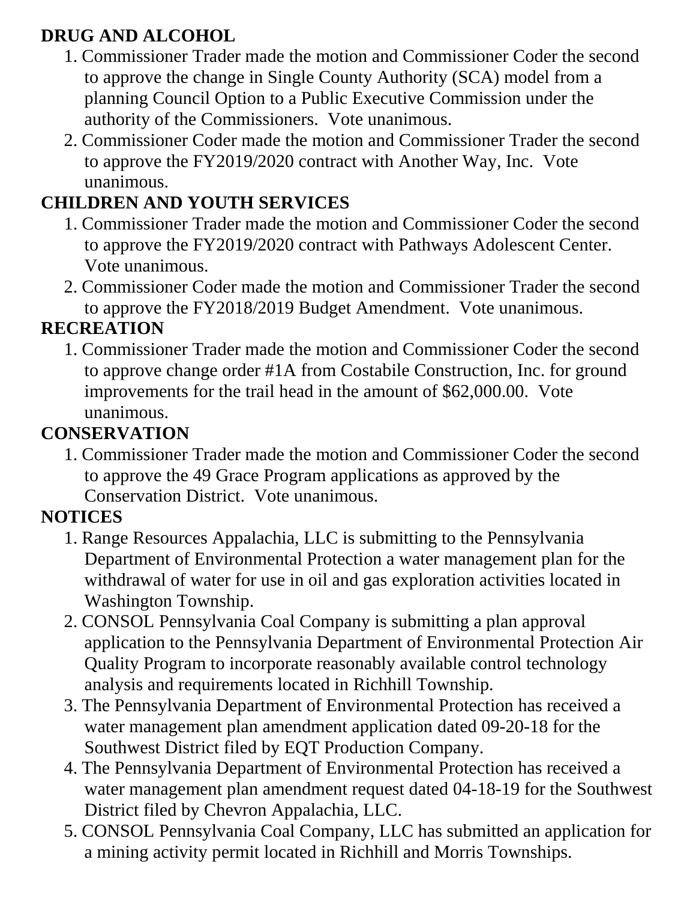**DRUG AND ALCOHOL**

1. Commissioner Trader made the motion and Commissioner Coder the second to approve the change in Single County Authority (SCA) model from a planning Council Option to a Public Executive Commission under the authority of the Commissioners. Vote unanimous.
2. Commissioner Coder made the motion and Commissioner Trader the second to approve the FY2019/2020 contract with Another Way, Inc. Vote unanimous.

**CHILDREN AND YOUTH SERVICES**

1. Commissioner Trader made the motion and Commissioner Coder the second to approve the FY2019/2020 contract with Pathways Adolescent Center. Vote unanimous.
2. Commissioner Coder made the motion and Commissioner Trader the second to approve the FY2018/2019 Budget Amendment. Vote unanimous.

**RECREATION**

1. Commissioner Trader made the motion and Commissioner Coder the second to approve change order #1A from Costabile Construction, Inc. for ground improvements for the trail head in the amount of $62,000.00. Vote unanimous.

**CONSERVATION**

1. Commissioner Trader made the motion and Commissioner Coder the second to approve the 49 Grace Program applications as approved by the Conservation District. Vote unanimous.

**NOTICES**

1. Range Resources Appalachia, LLC is submitting to the Pennsylvania Department of Environmental Protection a water management plan for the withdrawal of water for use in oil and gas exploration activities located in Washington Township.
2. CONSOL Pennsylvania Coal Company is submitting a plan approval application to the Pennsylvania Department of Environmental Protection Air Quality Program to incorporate reasonably available control technology analysis and requirements located in Richhill Township.
3. The Pennsylvania Department of Environmental Protection has received a water management plan amendment application dated 09-20-18 for the Southwest District filed by EQT Production Company.
4. The Pennsylvania Department of Environmental Protection has received a water management plan amendment request dated 04-18-19 for the Southwest District filed by Chevron Appalachia, LLC.
5. CONSOL Pennsylvania Coal Company, LLC has submitted an application for a mining activity permit located in Richhill and Morris Townships.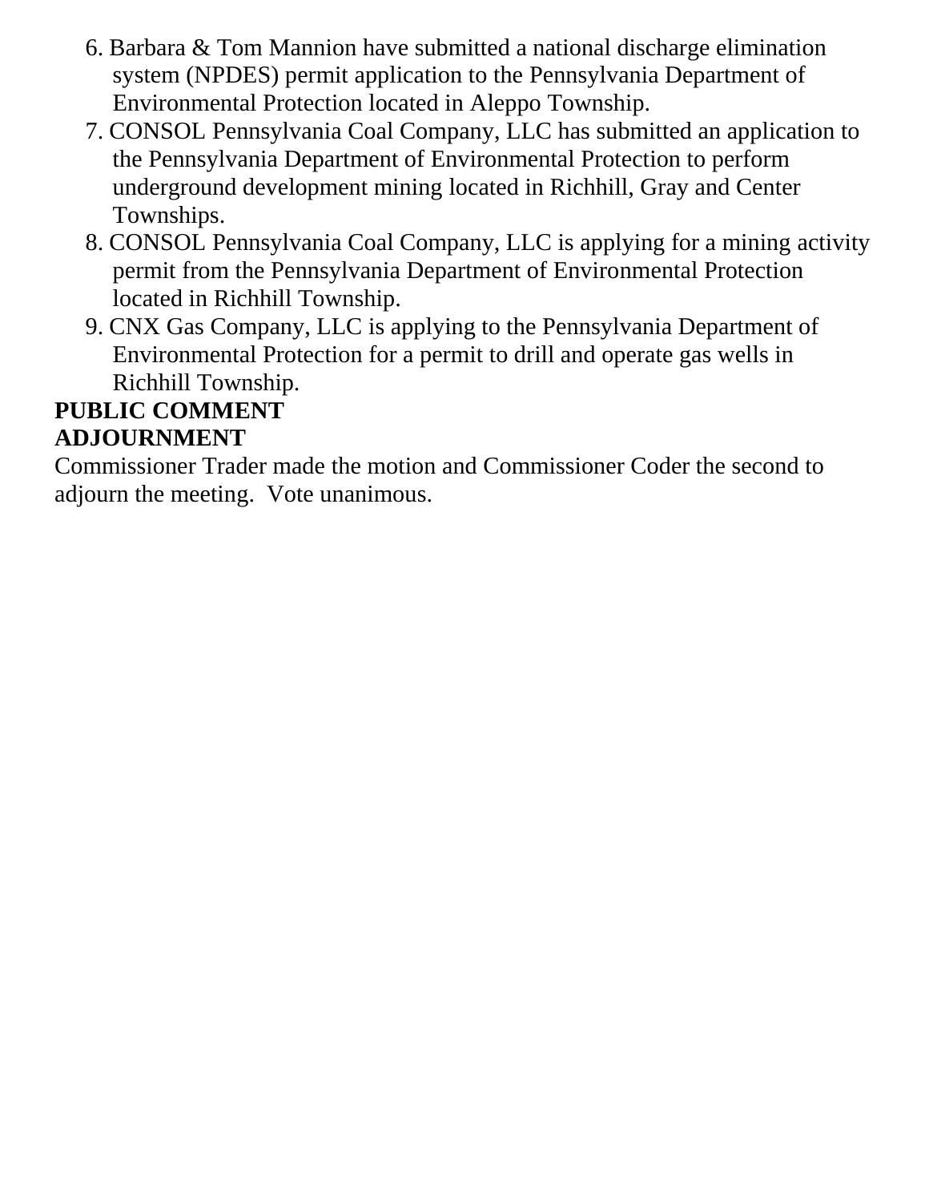6. Barbara & Tom Mannion have submitted a national discharge elimination system (NPDES) permit application to the Pennsylvania Department of Environmental Protection located in Aleppo Township.
7. CONSOL Pennsylvania Coal Company, LLC has submitted an application to the Pennsylvania Department of Environmental Protection to perform underground development mining located in Richhill, Gray and Center Townships.
8. CONSOL Pennsylvania Coal Company, LLC is applying for a mining activity permit from the Pennsylvania Department of Environmental Protection located in Richhill Township.
9. CNX Gas Company, LLC is applying to the Pennsylvania Department of Environmental Protection for a permit to drill and operate gas wells in Richhill Township.

**PUBLIC COMMENT**

**ADJOURNMENT**

Commissioner Trader made the motion and Commissioner Coder the second to adjourn the meeting. Vote unanimous.